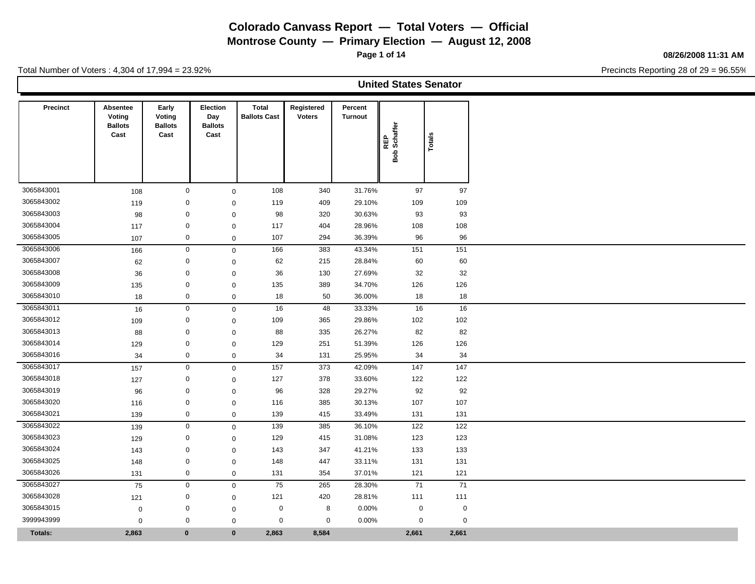# Colorado Canvass Report — Total Voters — Official

**Montrose County — Primary Election — August 12, 2008**

**08/26/2008 11:31 AM**

Total Number of Voters : 4,304 of 17,994 = 23.92%

Precincts Reporting 28 of 29 = 96.55%

## United States Senator

| Precinct | Absentee Voting Ballots Cast | Early Voting Ballots Cast | Election Day Ballots Cast | Total Ballots Cast | Registered Voters | Percent Turnout | REP Bob Schaffer | Totals |
|---|---|---|---|---|---|---|---|---|
| 3065843001 | 108 | 0 | 0 | 108 | 340 | 31.76% | 97 | 97 |
| 3065843002 | 119 | 0 | 0 | 119 | 409 | 29.10% | 109 | 109 |
| 3065843003 | 98 | 0 | 0 | 98 | 320 | 30.63% | 93 | 93 |
| 3065843004 | 117 | 0 | 0 | 117 | 404 | 28.96% | 108 | 108 |
| 3065843005 | 107 | 0 | 0 | 107 | 294 | 36.39% | 96 | 96 |
| 3065843006 | 166 | 0 | 0 | 166 | 383 | 43.34% | 151 | 151 |
| 3065843007 | 62 | 0 | 0 | 62 | 215 | 28.84% | 60 | 60 |
| 3065843008 | 36 | 0 | 0 | 36 | 130 | 27.69% | 32 | 32 |
| 3065843009 | 135 | 0 | 0 | 135 | 389 | 34.70% | 126 | 126 |
| 3065843010 | 18 | 0 | 0 | 18 | 50 | 36.00% | 18 | 18 |
| 3065843011 | 16 | 0 | 0 | 16 | 48 | 33.33% | 16 | 16 |
| 3065843012 | 109 | 0 | 0 | 109 | 365 | 29.86% | 102 | 102 |
| 3065843013 | 88 | 0 | 0 | 88 | 335 | 26.27% | 82 | 82 |
| 3065843014 | 129 | 0 | 0 | 129 | 251 | 51.39% | 126 | 126 |
| 3065843016 | 34 | 0 | 0 | 34 | 131 | 25.95% | 34 | 34 |
| 3065843017 | 157 | 0 | 0 | 157 | 373 | 42.09% | 147 | 147 |
| 3065843018 | 127 | 0 | 0 | 127 | 378 | 33.60% | 122 | 122 |
| 3065843019 | 96 | 0 | 0 | 96 | 328 | 29.27% | 92 | 92 |
| 3065843020 | 116 | 0 | 0 | 116 | 385 | 30.13% | 107 | 107 |
| 3065843021 | 139 | 0 | 0 | 139 | 415 | 33.49% | 131 | 131 |
| 3065843022 | 139 | 0 | 0 | 139 | 385 | 36.10% | 122 | 122 |
| 3065843023 | 129 | 0 | 0 | 129 | 415 | 31.08% | 123 | 123 |
| 3065843024 | 143 | 0 | 0 | 143 | 347 | 41.21% | 133 | 133 |
| 3065843025 | 148 | 0 | 0 | 148 | 447 | 33.11% | 131 | 131 |
| 3065843026 | 131 | 0 | 0 | 131 | 354 | 37.01% | 121 | 121 |
| 3065843027 | 75 | 0 | 0 | 75 | 265 | 28.30% | 71 | 71 |
| 3065843028 | 121 | 0 | 0 | 121 | 420 | 28.81% | 111 | 111 |
| 3065843015 | 0 | 0 | 0 | 0 | 8 | 0.00% | 0 | 0 |
| 3999943999 | 0 | 0 | 0 | 0 | 0 | 0.00% | 0 | 0 |
| **Totals:** | **2,863** | **0** | **0** | **2,863** | **8,584** | | **2,661** | **2,661** |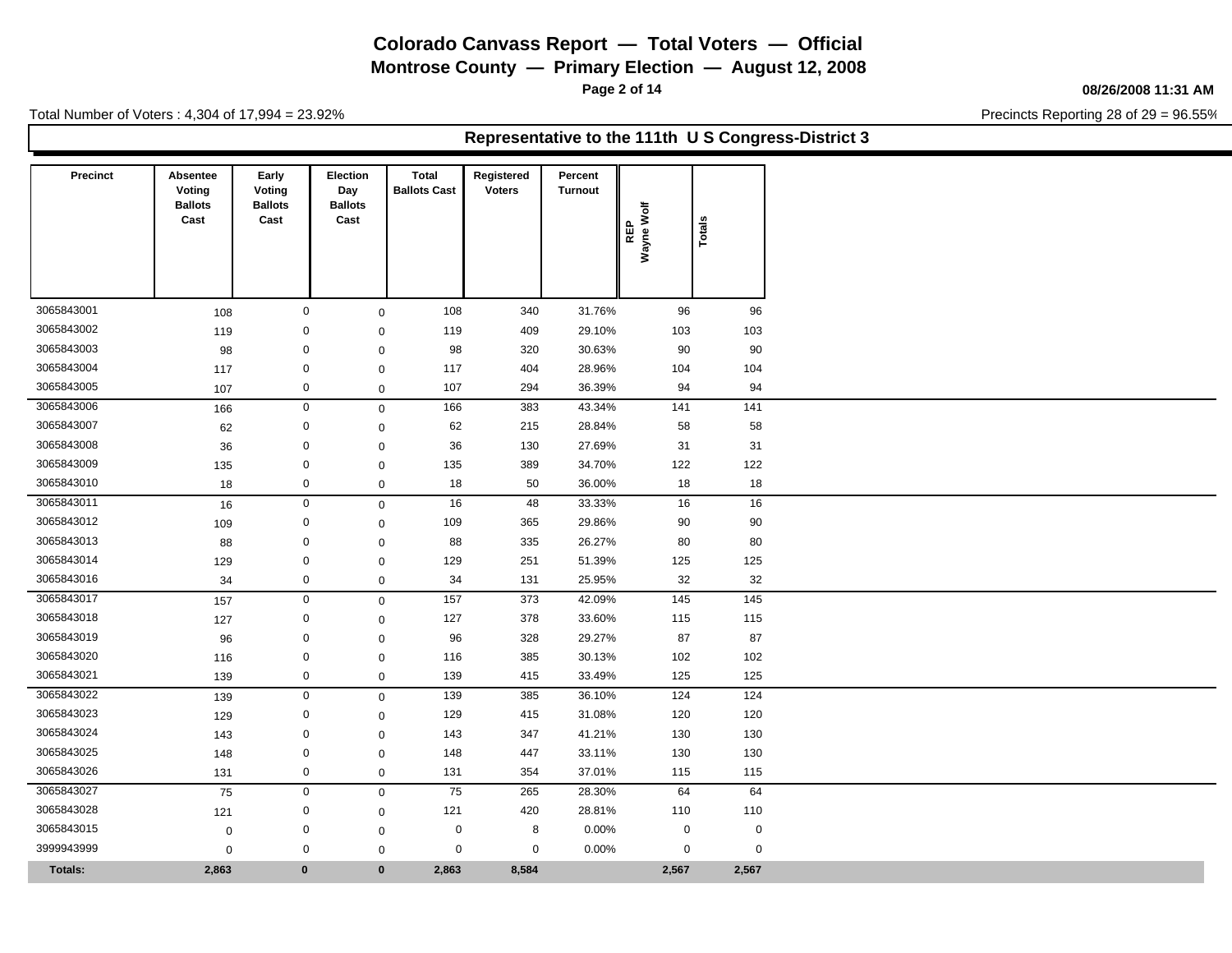# Colorado Canvass Report — Total Voters — Official

**Montrose County — Primary Election — August 12, 2008**

**08/26/2008 11:31 AM**

Total Number of Voters : 4,304 of 17,994 = 23.92%

Precincts Reporting 28 of 29 = 96.55%

## Representative to the 111th U S Congress-District 3

| Precinct | Absentee Voting Ballots Cast | Early Voting Ballots Cast | Election Day Ballots Cast | Total Ballots Cast | Registered Voters | Percent Turnout | REP Wayne Wolf | Totals |
|---|---|---|---|---|---|---|---|---|
| 3065843001 | 108 | 0 | 0 | 108 | 340 | 31.76% | 96 | 96 |
| 3065843002 | 119 | 0 | 0 | 119 | 409 | 29.10% | 103 | 103 |
| 3065843003 | 98 | 0 | 0 | 98 | 320 | 30.63% | 90 | 90 |
| 3065843004 | 117 | 0 | 0 | 117 | 404 | 28.96% | 104 | 104 |
| 3065843005 | 107 | 0 | 0 | 107 | 294 | 36.39% | 94 | 94 |
| 3065843006 | 166 | 0 | 0 | 166 | 383 | 43.34% | 141 | 141 |
| 3065843007 | 62 | 0 | 0 | 62 | 215 | 28.84% | 58 | 58 |
| 3065843008 | 36 | 0 | 0 | 36 | 130 | 27.69% | 31 | 31 |
| 3065843009 | 135 | 0 | 0 | 135 | 389 | 34.70% | 122 | 122 |
| 3065843010 | 18 | 0 | 0 | 18 | 50 | 36.00% | 18 | 18 |
| 3065843011 | 16 | 0 | 0 | 16 | 48 | 33.33% | 16 | 16 |
| 3065843012 | 109 | 0 | 0 | 109 | 365 | 29.86% | 90 | 90 |
| 3065843013 | 88 | 0 | 0 | 88 | 335 | 26.27% | 80 | 80 |
| 3065843014 | 129 | 0 | 0 | 129 | 251 | 51.39% | 125 | 125 |
| 3065843016 | 34 | 0 | 0 | 34 | 131 | 25.95% | 32 | 32 |
| 3065843017 | 157 | 0 | 0 | 157 | 373 | 42.09% | 145 | 145 |
| 3065843018 | 127 | 0 | 0 | 127 | 378 | 33.60% | 115 | 115 |
| 3065843019 | 96 | 0 | 0 | 96 | 328 | 29.27% | 87 | 87 |
| 3065843020 | 116 | 0 | 0 | 116 | 385 | 30.13% | 102 | 102 |
| 3065843021 | 139 | 0 | 0 | 139 | 415 | 33.49% | 125 | 125 |
| 3065843022 | 139 | 0 | 0 | 139 | 385 | 36.10% | 124 | 124 |
| 3065843023 | 129 | 0 | 0 | 129 | 415 | 31.08% | 120 | 120 |
| 3065843024 | 143 | 0 | 0 | 143 | 347 | 41.21% | 130 | 130 |
| 3065843025 | 148 | 0 | 0 | 148 | 447 | 33.11% | 130 | 130 |
| 3065843026 | 131 | 0 | 0 | 131 | 354 | 37.01% | 115 | 115 |
| 3065843027 | 75 | 0 | 0 | 75 | 265 | 28.30% | 64 | 64 |
| 3065843028 | 121 | 0 | 0 | 121 | 420 | 28.81% | 110 | 110 |
| 3065843015 | 0 | 0 | 0 | 0 | 8 | 0.00% | 0 | 0 |
| 3999943999 | 0 | 0 | 0 | 0 | 0 | 0.00% | 0 | 0 |
| **Totals:** | **2,863** | **0** | **0** | **2,863** | **8,584** | | **2,567** | **2,567** |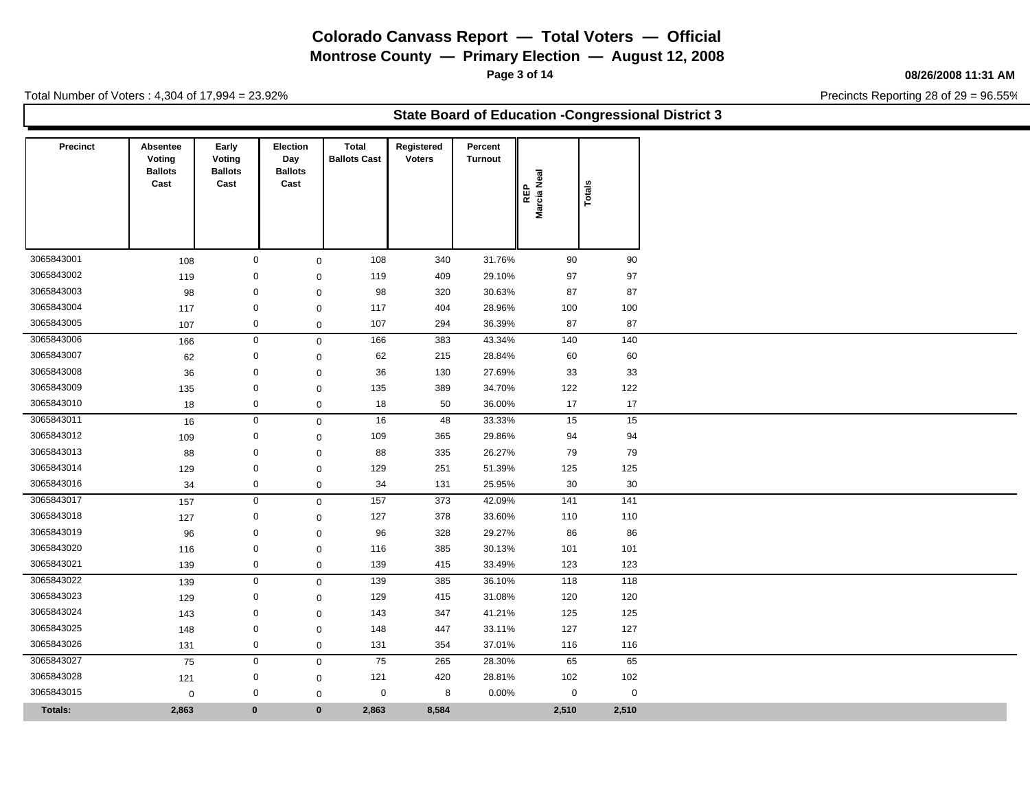# Colorado Canvass Report — Total Voters — Official

## Montrose County — Primary Election — August 12, 2008

08/26/2008 11:31 AM

Total Number of Voters : 4,304 of 17,994 = 23.92%

Precincts Reporting 28 of 29 = 96.55%

### State Board of Education -Congressional District 3

| Precinct | Absentee Voting Ballots Cast | Early Voting Ballots Cast | Election Day Ballots Cast | Total Ballots Cast | Registered Voters | Percent Turnout | REP Marcia Neal | Totals |
|---|---|---|---|---|---|---|---|---|
| 3065843001 | 108 | 0 | 0 | 108 | 340 | 31.76% | 90 | 90 |
| 3065843002 | 119 | 0 | 0 | 119 | 409 | 29.10% | 97 | 97 |
| 3065843003 | 98 | 0 | 0 | 98 | 320 | 30.63% | 87 | 87 |
| 3065843004 | 117 | 0 | 0 | 117 | 404 | 28.96% | 100 | 100 |
| 3065843005 | 107 | 0 | 0 | 107 | 294 | 36.39% | 87 | 87 |
| 3065843006 | 166 | 0 | 0 | 166 | 383 | 43.34% | 140 | 140 |
| 3065843007 | 62 | 0 | 0 | 62 | 215 | 28.84% | 60 | 60 |
| 3065843008 | 36 | 0 | 0 | 36 | 130 | 27.69% | 33 | 33 |
| 3065843009 | 135 | 0 | 0 | 135 | 389 | 34.70% | 122 | 122 |
| 3065843010 | 18 | 0 | 0 | 18 | 50 | 36.00% | 17 | 17 |
| 3065843011 | 16 | 0 | 0 | 16 | 48 | 33.33% | 15 | 15 |
| 3065843012 | 109 | 0 | 0 | 109 | 365 | 29.86% | 94 | 94 |
| 3065843013 | 88 | 0 | 0 | 88 | 335 | 26.27% | 79 | 79 |
| 3065843014 | 129 | 0 | 0 | 129 | 251 | 51.39% | 125 | 125 |
| 3065843016 | 34 | 0 | 0 | 34 | 131 | 25.95% | 30 | 30 |
| 3065843017 | 157 | 0 | 0 | 157 | 373 | 42.09% | 141 | 141 |
| 3065843018 | 127 | 0 | 0 | 127 | 378 | 33.60% | 110 | 110 |
| 3065843019 | 96 | 0 | 0 | 96 | 328 | 29.27% | 86 | 86 |
| 3065843020 | 116 | 0 | 0 | 116 | 385 | 30.13% | 101 | 101 |
| 3065843021 | 139 | 0 | 0 | 139 | 415 | 33.49% | 123 | 123 |
| 3065843022 | 139 | 0 | 0 | 139 | 385 | 36.10% | 118 | 118 |
| 3065843023 | 129 | 0 | 0 | 129 | 415 | 31.08% | 120 | 120 |
| 3065843024 | 143 | 0 | 0 | 143 | 347 | 41.21% | 125 | 125 |
| 3065843025 | 148 | 0 | 0 | 148 | 447 | 33.11% | 127 | 127 |
| 3065843026 | 131 | 0 | 0 | 131 | 354 | 37.01% | 116 | 116 |
| 3065843027 | 75 | 0 | 0 | 75 | 265 | 28.30% | 65 | 65 |
| 3065843028 | 121 | 0 | 0 | 121 | 420 | 28.81% | 102 | 102 |
| 3065843015 | 0 | 0 | 0 | 0 | 8 | 0.00% | 0 | 0 |
| **Totals:** | **2,863** | **0** | **0** | **2,863** | **8,584** | | **2,510** | **2,510** |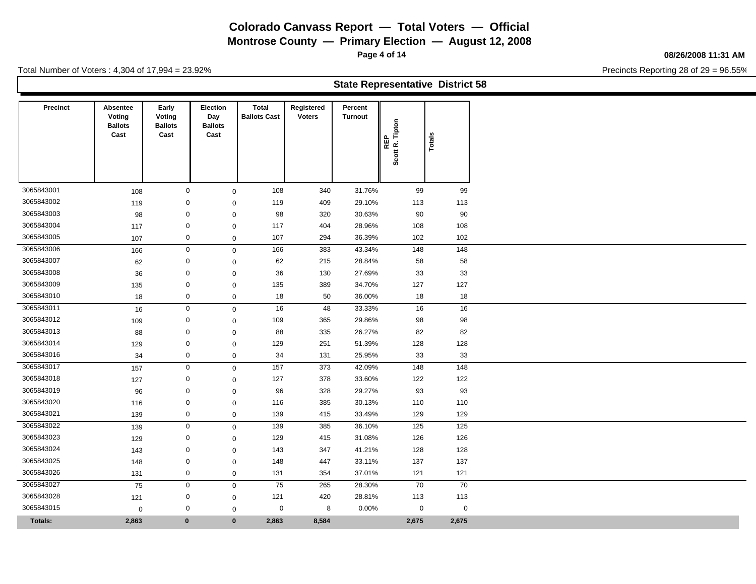# Colorado Canvass Report — Total Voters — Official

## Montrose County — Primary Election — August 12, 2008

08/26/2008 11:31 AM

Total Number of Voters : 4,304 of 17,994 = 23.92%

Precincts Reporting 28 of 29 = 96.55%

### State Representative District 58

| Precinct | Absentee Voting Ballots Cast | Early Voting Ballots Cast | Election Day Ballots Cast | Total Ballots Cast | Registered Voters | Percent Turnout | REP Scott R. Tipton | Totals |
|---|---|---|---|---|---|---|---|---|
| 3065843001 | 108 | 0 | 0 | 108 | 340 | 31.76% | 99 | 99 |
| 3065843002 | 119 | 0 | 0 | 119 | 409 | 29.10% | 113 | 113 |
| 3065843003 | 98 | 0 | 0 | 98 | 320 | 30.63% | 90 | 90 |
| 3065843004 | 117 | 0 | 0 | 117 | 404 | 28.96% | 108 | 108 |
| 3065843005 | 107 | 0 | 0 | 107 | 294 | 36.39% | 102 | 102 |
| 3065843006 | 166 | 0 | 0 | 166 | 383 | 43.34% | 148 | 148 |
| 3065843007 | 62 | 0 | 0 | 62 | 215 | 28.84% | 58 | 58 |
| 3065843008 | 36 | 0 | 0 | 36 | 130 | 27.69% | 33 | 33 |
| 3065843009 | 135 | 0 | 0 | 135 | 389 | 34.70% | 127 | 127 |
| 3065843010 | 18 | 0 | 0 | 18 | 50 | 36.00% | 18 | 18 |
| 3065843011 | 16 | 0 | 0 | 16 | 48 | 33.33% | 16 | 16 |
| 3065843012 | 109 | 0 | 0 | 109 | 365 | 29.86% | 98 | 98 |
| 3065843013 | 88 | 0 | 0 | 88 | 335 | 26.27% | 82 | 82 |
| 3065843014 | 129 | 0 | 0 | 129 | 251 | 51.39% | 128 | 128 |
| 3065843016 | 34 | 0 | 0 | 34 | 131 | 25.95% | 33 | 33 |
| 3065843017 | 157 | 0 | 0 | 157 | 373 | 42.09% | 148 | 148 |
| 3065843018 | 127 | 0 | 0 | 127 | 378 | 33.60% | 122 | 122 |
| 3065843019 | 96 | 0 | 0 | 96 | 328 | 29.27% | 93 | 93 |
| 3065843020 | 116 | 0 | 0 | 116 | 385 | 30.13% | 110 | 110 |
| 3065843021 | 139 | 0 | 0 | 139 | 415 | 33.49% | 129 | 129 |
| 3065843022 | 139 | 0 | 0 | 139 | 385 | 36.10% | 125 | 125 |
| 3065843023 | 129 | 0 | 0 | 129 | 415 | 31.08% | 126 | 126 |
| 3065843024 | 143 | 0 | 0 | 143 | 347 | 41.21% | 128 | 128 |
| 3065843025 | 148 | 0 | 0 | 148 | 447 | 33.11% | 137 | 137 |
| 3065843026 | 131 | 0 | 0 | 131 | 354 | 37.01% | 121 | 121 |
| 3065843027 | 75 | 0 | 0 | 75 | 265 | 28.30% | 70 | 70 |
| 3065843028 | 121 | 0 | 0 | 121 | 420 | 28.81% | 113 | 113 |
| 3065843015 | 0 | 0 | 0 | 0 | 8 | 0.00% | 0 | 0 |
| **Totals:** | **2,863** | **0** | **0** | **2,863** | **8,584** | | **2,675** | **2,675** |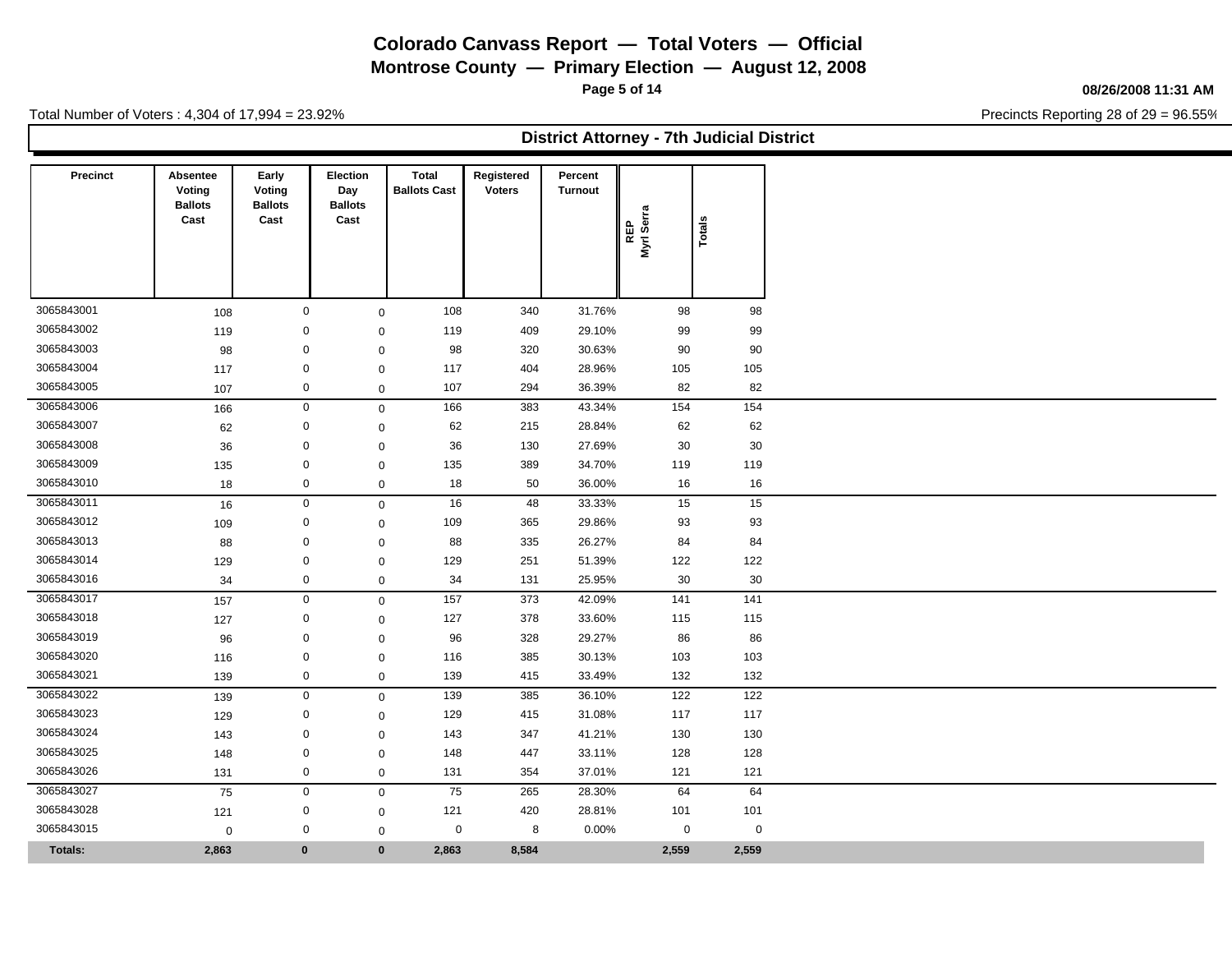# Colorado Canvass Report — Total Voters — Official

## Montrose County — Primary Election — August 12, 2008

08/26/2008 11:31 AM

Total Number of Voters : 4,304 of 17,994 = 23.92%

Precincts Reporting 28 of 29 = 96.55%

### District Attorney - 7th Judicial District

| Precinct | Absentee Voting Ballots Cast | Early Voting Ballots Cast | Election Day Ballots Cast | Total Ballots Cast | Registered Voters | Percent Turnout | REP Myrl Serra | Totals |
|---|---|---|---|---|---|---|---|---|
| 3065843001 | 108 | 0 | 0 | 108 | 340 | 31.76% | 98 | 98 |
| 3065843002 | 119 | 0 | 0 | 119 | 409 | 29.10% | 99 | 99 |
| 3065843003 | 98 | 0 | 0 | 98 | 320 | 30.63% | 90 | 90 |
| 3065843004 | 117 | 0 | 0 | 117 | 404 | 28.96% | 105 | 105 |
| 3065843005 | 107 | 0 | 0 | 107 | 294 | 36.39% | 82 | 82 |
| 3065843006 | 166 | 0 | 0 | 166 | 383 | 43.34% | 154 | 154 |
| 3065843007 | 62 | 0 | 0 | 62 | 215 | 28.84% | 62 | 62 |
| 3065843008 | 36 | 0 | 0 | 36 | 130 | 27.69% | 30 | 30 |
| 3065843009 | 135 | 0 | 0 | 135 | 389 | 34.70% | 119 | 119 |
| 3065843010 | 18 | 0 | 0 | 18 | 50 | 36.00% | 16 | 16 |
| 3065843011 | 16 | 0 | 0 | 16 | 48 | 33.33% | 15 | 15 |
| 3065843012 | 109 | 0 | 0 | 109 | 365 | 29.86% | 93 | 93 |
| 3065843013 | 88 | 0 | 0 | 88 | 335 | 26.27% | 84 | 84 |
| 3065843014 | 129 | 0 | 0 | 129 | 251 | 51.39% | 122 | 122 |
| 3065843016 | 34 | 0 | 0 | 34 | 131 | 25.95% | 30 | 30 |
| 3065843017 | 157 | 0 | 0 | 157 | 373 | 42.09% | 141 | 141 |
| 3065843018 | 127 | 0 | 0 | 127 | 378 | 33.60% | 115 | 115 |
| 3065843019 | 96 | 0 | 0 | 96 | 328 | 29.27% | 86 | 86 |
| 3065843020 | 116 | 0 | 0 | 116 | 385 | 30.13% | 103 | 103 |
| 3065843021 | 139 | 0 | 0 | 139 | 415 | 33.49% | 132 | 132 |
| 3065843022 | 139 | 0 | 0 | 139 | 385 | 36.10% | 122 | 122 |
| 3065843023 | 129 | 0 | 0 | 129 | 415 | 31.08% | 117 | 117 |
| 3065843024 | 143 | 0 | 0 | 143 | 347 | 41.21% | 130 | 130 |
| 3065843025 | 148 | 0 | 0 | 148 | 447 | 33.11% | 128 | 128 |
| 3065843026 | 131 | 0 | 0 | 131 | 354 | 37.01% | 121 | 121 |
| 3065843027 | 75 | 0 | 0 | 75 | 265 | 28.30% | 64 | 64 |
| 3065843028 | 121 | 0 | 0 | 121 | 420 | 28.81% | 101 | 101 |
| 3065843015 | 0 | 0 | 0 | 0 | 8 | 0.00% | 0 | 0 |
| **Totals:** | **2,863** | **0** | **0** | **2,863** | **8,584** | | **2,559** | **2,559** |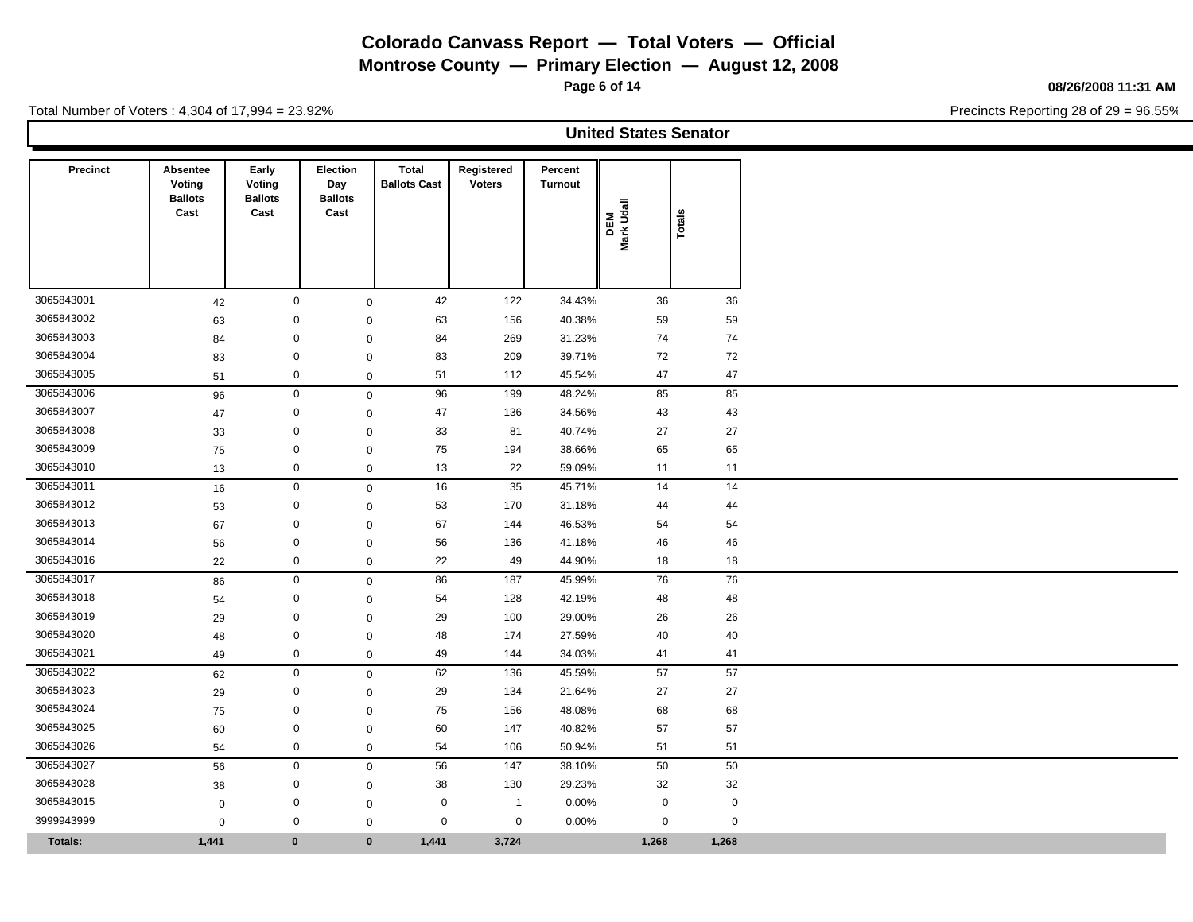# Colorado Canvass Report — Total Voters — Official

## Montrose County — Primary Election — August 12, 2008

08/26/2008 11:31 AM

Total Number of Voters : 4,304 of 17,994 = 23.92%

Precincts Reporting 28 of 29 = 96.55%

### United States Senator

| Precinct | Absentee Voting Ballots Cast | Early Voting Ballots Cast | Election Day Ballots Cast | Total Ballots Cast | Registered Voters | Percent Turnout | DEM Mark Udall | Totals |
|---|---|---|---|---|---|---|---|---|
| 3065843001 | 42 | 0 | 0 | 42 | 122 | 34.43% | 36 | 36 |
| 3065843002 | 63 | 0 | 0 | 63 | 156 | 40.38% | 59 | 59 |
| 3065843003 | 84 | 0 | 0 | 84 | 269 | 31.23% | 74 | 74 |
| 3065843004 | 83 | 0 | 0 | 83 | 209 | 39.71% | 72 | 72 |
| 3065843005 | 51 | 0 | 0 | 51 | 112 | 45.54% | 47 | 47 |
| 3065843006 | 96 | 0 | 0 | 96 | 199 | 48.24% | 85 | 85 |
| 3065843007 | 47 | 0 | 0 | 47 | 136 | 34.56% | 43 | 43 |
| 3065843008 | 33 | 0 | 0 | 33 | 81 | 40.74% | 27 | 27 |
| 3065843009 | 75 | 0 | 0 | 75 | 194 | 38.66% | 65 | 65 |
| 3065843010 | 13 | 0 | 0 | 13 | 22 | 59.09% | 11 | 11 |
| 3065843011 | 16 | 0 | 0 | 16 | 35 | 45.71% | 14 | 14 |
| 3065843012 | 53 | 0 | 0 | 53 | 170 | 31.18% | 44 | 44 |
| 3065843013 | 67 | 0 | 0 | 67 | 144 | 46.53% | 54 | 54 |
| 3065843014 | 56 | 0 | 0 | 56 | 136 | 41.18% | 46 | 46 |
| 3065843016 | 22 | 0 | 0 | 22 | 49 | 44.90% | 18 | 18 |
| 3065843017 | 86 | 0 | 0 | 86 | 187 | 45.99% | 76 | 76 |
| 3065843018 | 54 | 0 | 0 | 54 | 128 | 42.19% | 48 | 48 |
| 3065843019 | 29 | 0 | 0 | 29 | 100 | 29.00% | 26 | 26 |
| 3065843020 | 48 | 0 | 0 | 48 | 174 | 27.59% | 40 | 40 |
| 3065843021 | 49 | 0 | 0 | 49 | 144 | 34.03% | 41 | 41 |
| 3065843022 | 62 | 0 | 0 | 62 | 136 | 45.59% | 57 | 57 |
| 3065843023 | 29 | 0 | 0 | 29 | 134 | 21.64% | 27 | 27 |
| 3065843024 | 75 | 0 | 0 | 75 | 156 | 48.08% | 68 | 68 |
| 3065843025 | 60 | 0 | 0 | 60 | 147 | 40.82% | 57 | 57 |
| 3065843026 | 54 | 0 | 0 | 54 | 106 | 50.94% | 51 | 51 |
| 3065843027 | 56 | 0 | 0 | 56 | 147 | 38.10% | 50 | 50 |
| 3065843028 | 38 | 0 | 0 | 38 | 130 | 29.23% | 32 | 32 |
| 3065843015 | 0 | 0 | 0 | 0 | 1 | 0.00% | 0 | 0 |
| 3999943999 | 0 | 0 | 0 | 0 | 0 | 0.00% | 0 | 0 |
| **Totals:** | **1,441** | **0** | **0** | **1,441** | **3,724** | | **1,268** | **1,268** |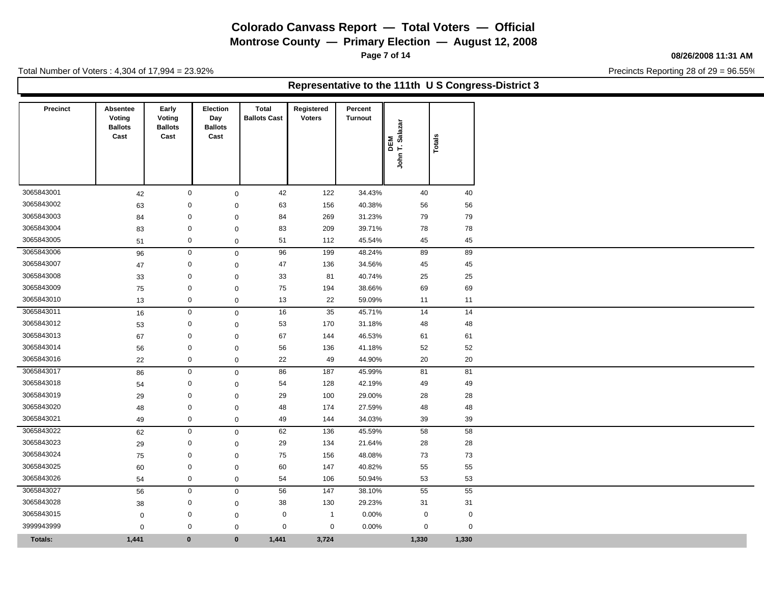# Colorado Canvass Report — Total Voters — Official

**Montrose County — Primary Election — August 12, 2008**

08/26/2008 11:31 AM

Total Number of Voters : 4,304 of 17,994 = 23.92%

Precincts Reporting 28 of 29 = 96.55%

## Representative to the 111th U S Congress-District 3

| Precinct | Absentee Voting Ballots Cast | Early Voting Ballots Cast | Election Day Ballots Cast | Total Ballots Cast | Registered Voters | Percent Turnout | DEM John T. Salazar | Totals |
|---|---|---|---|---|---|---|---|---|
| 3065843001 | 42 | 0 | 0 | 42 | 122 | 34.43% | 40 | 40 |
| 3065843002 | 63 | 0 | 0 | 63 | 156 | 40.38% | 56 | 56 |
| 3065843003 | 84 | 0 | 0 | 84 | 269 | 31.23% | 79 | 79 |
| 3065843004 | 83 | 0 | 0 | 83 | 209 | 39.71% | 78 | 78 |
| 3065843005 | 51 | 0 | 0 | 51 | 112 | 45.54% | 45 | 45 |
| 3065843006 | 96 | 0 | 0 | 96 | 199 | 48.24% | 89 | 89 |
| 3065843007 | 47 | 0 | 0 | 47 | 136 | 34.56% | 45 | 45 |
| 3065843008 | 33 | 0 | 0 | 33 | 81 | 40.74% | 25 | 25 |
| 3065843009 | 75 | 0 | 0 | 75 | 194 | 38.66% | 69 | 69 |
| 3065843010 | 13 | 0 | 0 | 13 | 22 | 59.09% | 11 | 11 |
| 3065843011 | 16 | 0 | 0 | 16 | 35 | 45.71% | 14 | 14 |
| 3065843012 | 53 | 0 | 0 | 53 | 170 | 31.18% | 48 | 48 |
| 3065843013 | 67 | 0 | 0 | 67 | 144 | 46.53% | 61 | 61 |
| 3065843014 | 56 | 0 | 0 | 56 | 136 | 41.18% | 52 | 52 |
| 3065843016 | 22 | 0 | 0 | 22 | 49 | 44.90% | 20 | 20 |
| 3065843017 | 86 | 0 | 0 | 86 | 187 | 45.99% | 81 | 81 |
| 3065843018 | 54 | 0 | 0 | 54 | 128 | 42.19% | 49 | 49 |
| 3065843019 | 29 | 0 | 0 | 29 | 100 | 29.00% | 28 | 28 |
| 3065843020 | 48 | 0 | 0 | 48 | 174 | 27.59% | 48 | 48 |
| 3065843021 | 49 | 0 | 0 | 49 | 144 | 34.03% | 39 | 39 |
| 3065843022 | 62 | 0 | 0 | 62 | 136 | 45.59% | 58 | 58 |
| 3065843023 | 29 | 0 | 0 | 29 | 134 | 21.64% | 28 | 28 |
| 3065843024 | 75 | 0 | 0 | 75 | 156 | 48.08% | 73 | 73 |
| 3065843025 | 60 | 0 | 0 | 60 | 147 | 40.82% | 55 | 55 |
| 3065843026 | 54 | 0 | 0 | 54 | 106 | 50.94% | 53 | 53 |
| 3065843027 | 56 | 0 | 0 | 56 | 147 | 38.10% | 55 | 55 |
| 3065843028 | 38 | 0 | 0 | 38 | 130 | 29.23% | 31 | 31 |
| 3065843015 | 0 | 0 | 0 | 0 | 1 | 0.00% | 0 | 0 |
| 3999943999 | 0 | 0 | 0 | 0 | 0 | 0.00% | 0 | 0 |
| **Totals:** | **1,441** | **0** | **0** | **1,441** | **3,724** | | **1,330** | **1,330** |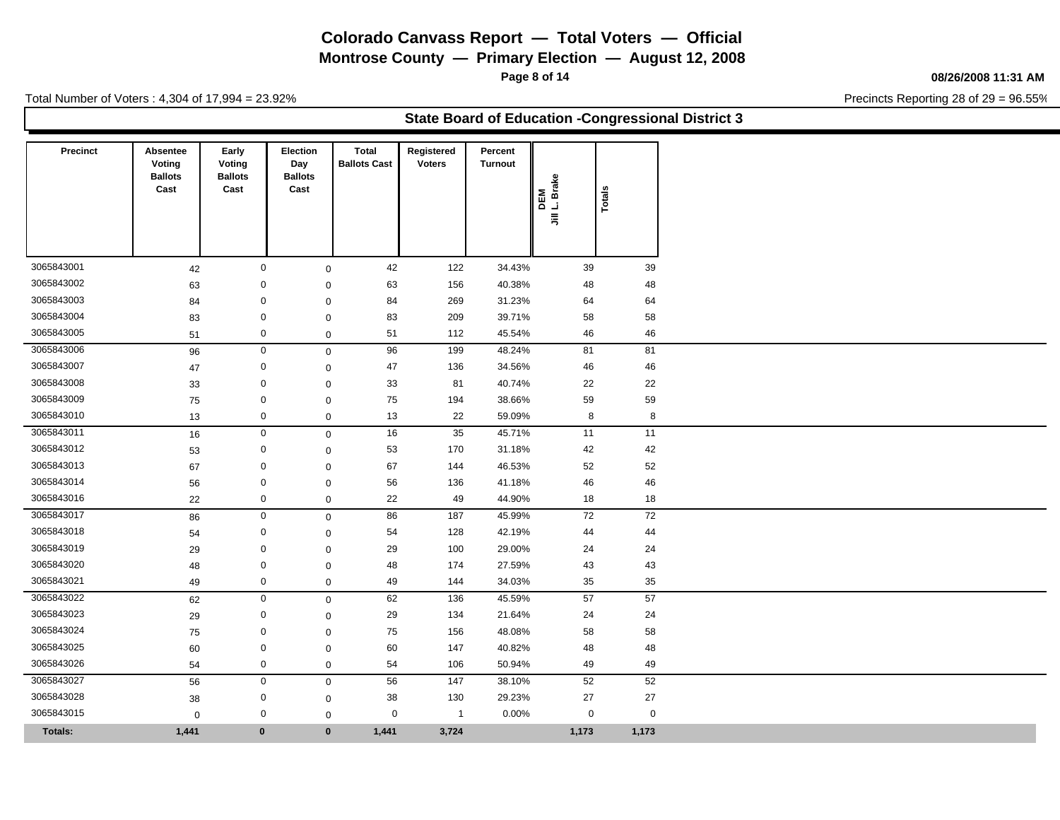# Colorado Canvass Report — Total Voters — Official

## Montrose County — Primary Election — August 12, 2008

08/26/2008 11:31 AM

Total Number of Voters : 4,304 of 17,994 = 23.92%

Precincts Reporting 28 of 29 = 96.55%

### State Board of Education -Congressional District 3

| Precinct | Absentee Voting Ballots Cast | Early Voting Ballots Cast | Election Day Ballots Cast | Total Ballots Cast | Registered Voters | Percent Turnout | DEM Jill L. Brake | Totals |
|---|---|---|---|---|---|---|---|---|
| 3065843001 | 42 | 0 | 0 | 42 | 122 | 34.43% | 39 | 39 |
| 3065843002 | 63 | 0 | 0 | 63 | 156 | 40.38% | 48 | 48 |
| 3065843003 | 84 | 0 | 0 | 84 | 269 | 31.23% | 64 | 64 |
| 3065843004 | 83 | 0 | 0 | 83 | 209 | 39.71% | 58 | 58 |
| 3065843005 | 51 | 0 | 0 | 51 | 112 | 45.54% | 46 | 46 |
| 3065843006 | 96 | 0 | 0 | 96 | 199 | 48.24% | 81 | 81 |
| 3065843007 | 47 | 0 | 0 | 47 | 136 | 34.56% | 46 | 46 |
| 3065843008 | 33 | 0 | 0 | 33 | 81 | 40.74% | 22 | 22 |
| 3065843009 | 75 | 0 | 0 | 75 | 194 | 38.66% | 59 | 59 |
| 3065843010 | 13 | 0 | 0 | 13 | 22 | 59.09% | 8 | 8 |
| 3065843011 | 16 | 0 | 0 | 16 | 35 | 45.71% | 11 | 11 |
| 3065843012 | 53 | 0 | 0 | 53 | 170 | 31.18% | 42 | 42 |
| 3065843013 | 67 | 0 | 0 | 67 | 144 | 46.53% | 52 | 52 |
| 3065843014 | 56 | 0 | 0 | 56 | 136 | 41.18% | 46 | 46 |
| 3065843016 | 22 | 0 | 0 | 22 | 49 | 44.90% | 18 | 18 |
| 3065843017 | 86 | 0 | 0 | 86 | 187 | 45.99% | 72 | 72 |
| 3065843018 | 54 | 0 | 0 | 54 | 128 | 42.19% | 44 | 44 |
| 3065843019 | 29 | 0 | 0 | 29 | 100 | 29.00% | 24 | 24 |
| 3065843020 | 48 | 0 | 0 | 48 | 174 | 27.59% | 43 | 43 |
| 3065843021 | 49 | 0 | 0 | 49 | 144 | 34.03% | 35 | 35 |
| 3065843022 | 62 | 0 | 0 | 62 | 136 | 45.59% | 57 | 57 |
| 3065843023 | 29 | 0 | 0 | 29 | 134 | 21.64% | 24 | 24 |
| 3065843024 | 75 | 0 | 0 | 75 | 156 | 48.08% | 58 | 58 |
| 3065843025 | 60 | 0 | 0 | 60 | 147 | 40.82% | 48 | 48 |
| 3065843026 | 54 | 0 | 0 | 54 | 106 | 50.94% | 49 | 49 |
| 3065843027 | 56 | 0 | 0 | 56 | 147 | 38.10% | 52 | 52 |
| 3065843028 | 38 | 0 | 0 | 38 | 130 | 29.23% | 27 | 27 |
| 3065843015 | 0 | 0 | 0 | 0 | 1 | 0.00% | 0 | 0 |
| **Totals:** | **1,441** | **0** | **0** | **1,441** | **3,724** | | **1,173** | **1,173** |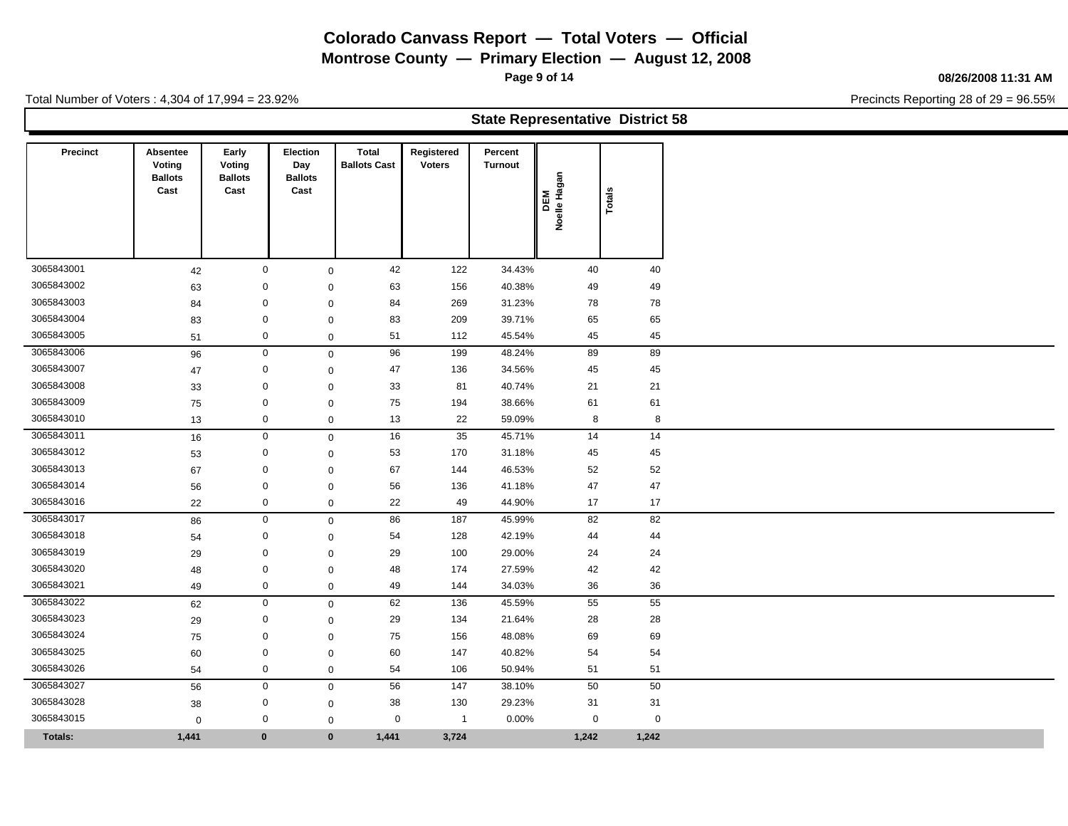# Colorado Canvass Report — Total Voters — Official

## Montrose County — Primary Election — August 12, 2008

08/26/2008 11:31 AM

Total Number of Voters : 4,304 of 17,994 = 23.92%

Precincts Reporting 28 of 29 = 96.55%

### State Representative District 58

| Precinct | Absentee Voting Ballots Cast | Early Voting Ballots Cast | Election Day Ballots Cast | Total Ballots Cast | Registered Voters | Percent Turnout | DEM Noelle Hagan | Totals |
|---|---|---|---|---|---|---|---|---|
| 3065843001 | 42 | 0 | 0 | 42 | 122 | 34.43% | 40 | 40 |
| 3065843002 | 63 | 0 | 0 | 63 | 156 | 40.38% | 49 | 49 |
| 3065843003 | 84 | 0 | 0 | 84 | 269 | 31.23% | 78 | 78 |
| 3065843004 | 83 | 0 | 0 | 83 | 209 | 39.71% | 65 | 65 |
| 3065843005 | 51 | 0 | 0 | 51 | 112 | 45.54% | 45 | 45 |
| 3065843006 | 96 | 0 | 0 | 96 | 199 | 48.24% | 89 | 89 |
| 3065843007 | 47 | 0 | 0 | 47 | 136 | 34.56% | 45 | 45 |
| 3065843008 | 33 | 0 | 0 | 33 | 81 | 40.74% | 21 | 21 |
| 3065843009 | 75 | 0 | 0 | 75 | 194 | 38.66% | 61 | 61 |
| 3065843010 | 13 | 0 | 0 | 13 | 22 | 59.09% | 8 | 8 |
| 3065843011 | 16 | 0 | 0 | 16 | 35 | 45.71% | 14 | 14 |
| 3065843012 | 53 | 0 | 0 | 53 | 170 | 31.18% | 45 | 45 |
| 3065843013 | 67 | 0 | 0 | 67 | 144 | 46.53% | 52 | 52 |
| 3065843014 | 56 | 0 | 0 | 56 | 136 | 41.18% | 47 | 47 |
| 3065843016 | 22 | 0 | 0 | 22 | 49 | 44.90% | 17 | 17 |
| 3065843017 | 86 | 0 | 0 | 86 | 187 | 45.99% | 82 | 82 |
| 3065843018 | 54 | 0 | 0 | 54 | 128 | 42.19% | 44 | 44 |
| 3065843019 | 29 | 0 | 0 | 29 | 100 | 29.00% | 24 | 24 |
| 3065843020 | 48 | 0 | 0 | 48 | 174 | 27.59% | 42 | 42 |
| 3065843021 | 49 | 0 | 0 | 49 | 144 | 34.03% | 36 | 36 |
| 3065843022 | 62 | 0 | 0 | 62 | 136 | 45.59% | 55 | 55 |
| 3065843023 | 29 | 0 | 0 | 29 | 134 | 21.64% | 28 | 28 |
| 3065843024 | 75 | 0 | 0 | 75 | 156 | 48.08% | 69 | 69 |
| 3065843025 | 60 | 0 | 0 | 60 | 147 | 40.82% | 54 | 54 |
| 3065843026 | 54 | 0 | 0 | 54 | 106 | 50.94% | 51 | 51 |
| 3065843027 | 56 | 0 | 0 | 56 | 147 | 38.10% | 50 | 50 |
| 3065843028 | 38 | 0 | 0 | 38 | 130 | 29.23% | 31 | 31 |
| 3065843015 | 0 | 0 | 0 | 0 | 1 | 0.00% | 0 | 0 |
| **Totals:** | **1,441** | **0** | **0** | **1,441** | **3,724** | | **1,242** | **1,242** |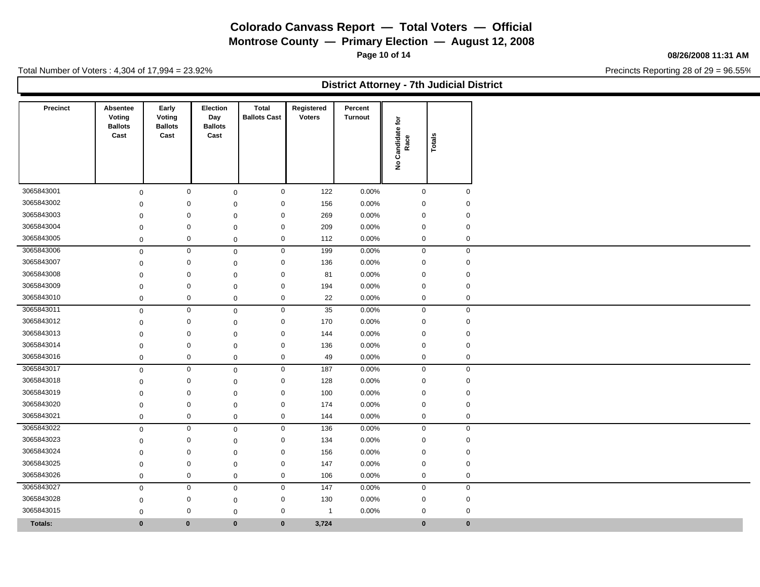# Colorado Canvass Report — Total Voters — Official

## Montrose County — Primary Election — August 12, 2008

08/26/2008 11:31 AM

Total Number of Voters : 4,304 of 17,994 = 23.92%

Precincts Reporting 28 of 29 = 96.55%

### District Attorney - 7th Judicial District

| Precinct | Absentee Voting Ballots Cast | Early Voting Ballots Cast | Election Day Ballots Cast | Total Ballots Cast | Registered Voters | Percent Turnout | No Candidate for Race | Totals |
|---|---|---|---|---|---|---|---|---|
| 3065843001 | 0 | 0 | 0 | 0 | 122 | 0.00% | 0 | 0 |
| 3065843002 | 0 | 0 | 0 | 0 | 156 | 0.00% | 0 | 0 |
| 3065843003 | 0 | 0 | 0 | 0 | 269 | 0.00% | 0 | 0 |
| 3065843004 | 0 | 0 | 0 | 0 | 209 | 0.00% | 0 | 0 |
| 3065843005 | 0 | 0 | 0 | 0 | 112 | 0.00% | 0 | 0 |
| 3065843006 | 0 | 0 | 0 | 0 | 199 | 0.00% | 0 | 0 |
| 3065843007 | 0 | 0 | 0 | 0 | 136 | 0.00% | 0 | 0 |
| 3065843008 | 0 | 0 | 0 | 0 | 81 | 0.00% | 0 | 0 |
| 3065843009 | 0 | 0 | 0 | 0 | 194 | 0.00% | 0 | 0 |
| 3065843010 | 0 | 0 | 0 | 0 | 22 | 0.00% | 0 | 0 |
| 3065843011 | 0 | 0 | 0 | 0 | 35 | 0.00% | 0 | 0 |
| 3065843012 | 0 | 0 | 0 | 0 | 170 | 0.00% | 0 | 0 |
| 3065843013 | 0 | 0 | 0 | 0 | 144 | 0.00% | 0 | 0 |
| 3065843014 | 0 | 0 | 0 | 0 | 136 | 0.00% | 0 | 0 |
| 3065843016 | 0 | 0 | 0 | 0 | 49 | 0.00% | 0 | 0 |
| 3065843017 | 0 | 0 | 0 | 0 | 187 | 0.00% | 0 | 0 |
| 3065843018 | 0 | 0 | 0 | 0 | 128 | 0.00% | 0 | 0 |
| 3065843019 | 0 | 0 | 0 | 0 | 100 | 0.00% | 0 | 0 |
| 3065843020 | 0 | 0 | 0 | 0 | 174 | 0.00% | 0 | 0 |
| 3065843021 | 0 | 0 | 0 | 0 | 144 | 0.00% | 0 | 0 |
| 3065843022 | 0 | 0 | 0 | 0 | 136 | 0.00% | 0 | 0 |
| 3065843023 | 0 | 0 | 0 | 0 | 134 | 0.00% | 0 | 0 |
| 3065843024 | 0 | 0 | 0 | 0 | 156 | 0.00% | 0 | 0 |
| 3065843025 | 0 | 0 | 0 | 0 | 147 | 0.00% | 0 | 0 |
| 3065843026 | 0 | 0 | 0 | 0 | 106 | 0.00% | 0 | 0 |
| 3065843027 | 0 | 0 | 0 | 0 | 147 | 0.00% | 0 | 0 |
| 3065843028 | 0 | 0 | 0 | 0 | 130 | 0.00% | 0 | 0 |
| 3065843015 | 0 | 0 | 0 | 0 | 1 | 0.00% | 0 | 0 |
| **Totals:** | **0** | **0** | **0** | **0** | **3,724** | | **0** | **0** |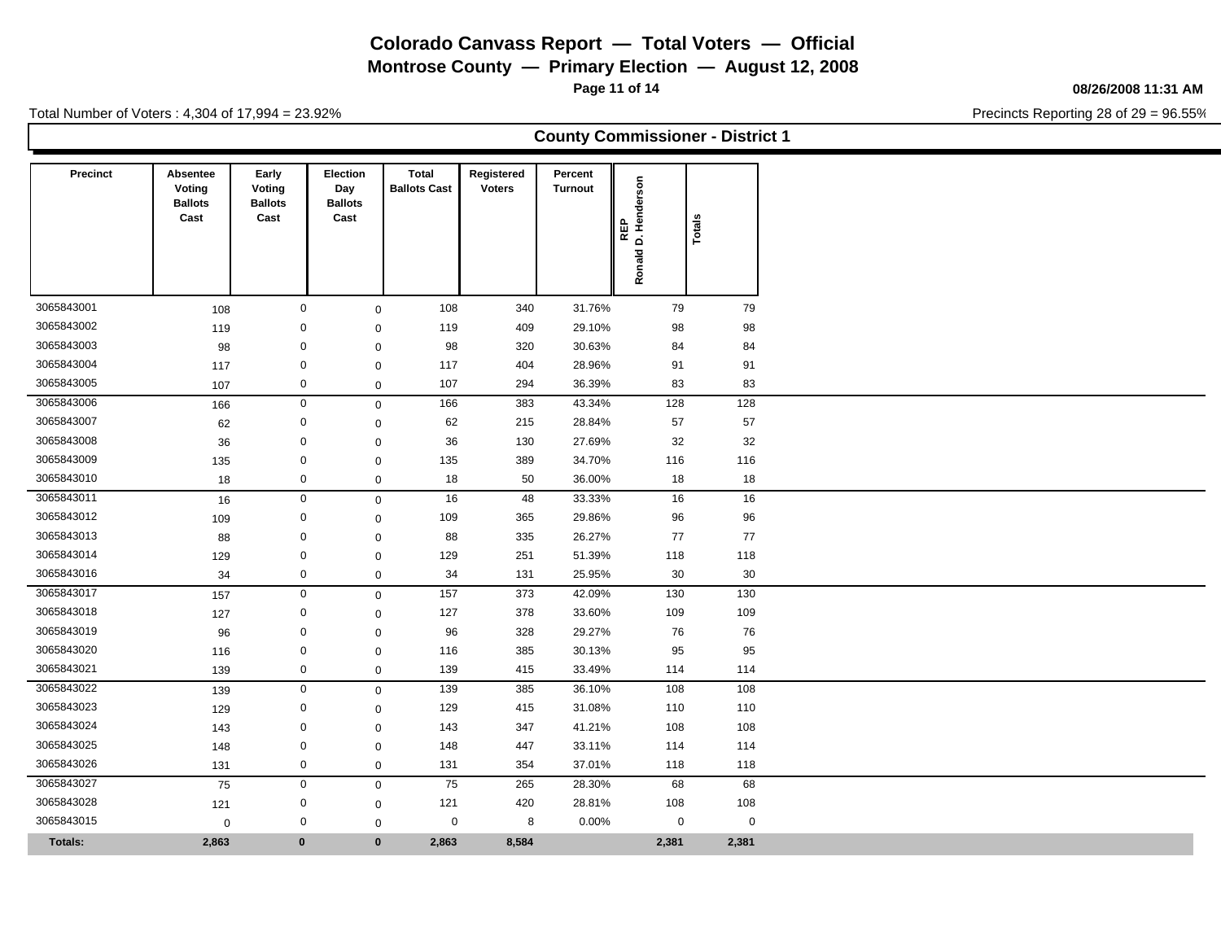# Colorado Canvass Report — Total Voters — Official

## Montrose County — Primary Election — August 12, 2008

08/26/2008 11:31 AM

Total Number of Voters : 4,304 of 17,994 = 23.92%

Precincts Reporting 28 of 29 = 96.55%

### County Commissioner - District 1

| Precinct | Absentee Voting Ballots Cast | Early Voting Ballots Cast | Election Day Ballots Cast | Total Ballots Cast | Registered Voters | Percent Turnout | REP Ronald D. Henderson | Totals |
|---|---|---|---|---|---|---|---|---|
| 3065843001 | 108 | 0 | 0 | 108 | 340 | 31.76% | 79 | 79 |
| 3065843002 | 119 | 0 | 0 | 119 | 409 | 29.10% | 98 | 98 |
| 3065843003 | 98 | 0 | 0 | 98 | 320 | 30.63% | 84 | 84 |
| 3065843004 | 117 | 0 | 0 | 117 | 404 | 28.96% | 91 | 91 |
| 3065843005 | 107 | 0 | 0 | 107 | 294 | 36.39% | 83 | 83 |
| 3065843006 | 166 | 0 | 0 | 166 | 383 | 43.34% | 128 | 128 |
| 3065843007 | 62 | 0 | 0 | 62 | 215 | 28.84% | 57 | 57 |
| 3065843008 | 36 | 0 | 0 | 36 | 130 | 27.69% | 32 | 32 |
| 3065843009 | 135 | 0 | 0 | 135 | 389 | 34.70% | 116 | 116 |
| 3065843010 | 18 | 0 | 0 | 18 | 50 | 36.00% | 18 | 18 |
| 3065843011 | 16 | 0 | 0 | 16 | 48 | 33.33% | 16 | 16 |
| 3065843012 | 109 | 0 | 0 | 109 | 365 | 29.86% | 96 | 96 |
| 3065843013 | 88 | 0 | 0 | 88 | 335 | 26.27% | 77 | 77 |
| 3065843014 | 129 | 0 | 0 | 129 | 251 | 51.39% | 118 | 118 |
| 3065843016 | 34 | 0 | 0 | 34 | 131 | 25.95% | 30 | 30 |
| 3065843017 | 157 | 0 | 0 | 157 | 373 | 42.09% | 130 | 130 |
| 3065843018 | 127 | 0 | 0 | 127 | 378 | 33.60% | 109 | 109 |
| 3065843019 | 96 | 0 | 0 | 96 | 328 | 29.27% | 76 | 76 |
| 3065843020 | 116 | 0 | 0 | 116 | 385 | 30.13% | 95 | 95 |
| 3065843021 | 139 | 0 | 0 | 139 | 415 | 33.49% | 114 | 114 |
| 3065843022 | 139 | 0 | 0 | 139 | 385 | 36.10% | 108 | 108 |
| 3065843023 | 129 | 0 | 0 | 129 | 415 | 31.08% | 110 | 110 |
| 3065843024 | 143 | 0 | 0 | 143 | 347 | 41.21% | 108 | 108 |
| 3065843025 | 148 | 0 | 0 | 148 | 447 | 33.11% | 114 | 114 |
| 3065843026 | 131 | 0 | 0 | 131 | 354 | 37.01% | 118 | 118 |
| 3065843027 | 75 | 0 | 0 | 75 | 265 | 28.30% | 68 | 68 |
| 3065843028 | 121 | 0 | 0 | 121 | 420 | 28.81% | 108 | 108 |
| 3065843015 | 0 | 0 | 0 | 0 | 8 | 0.00% | 0 | 0 |
| **Totals:** | **2,863** | **0** | **0** | **2,863** | **8,584** | | **2,381** | **2,381** |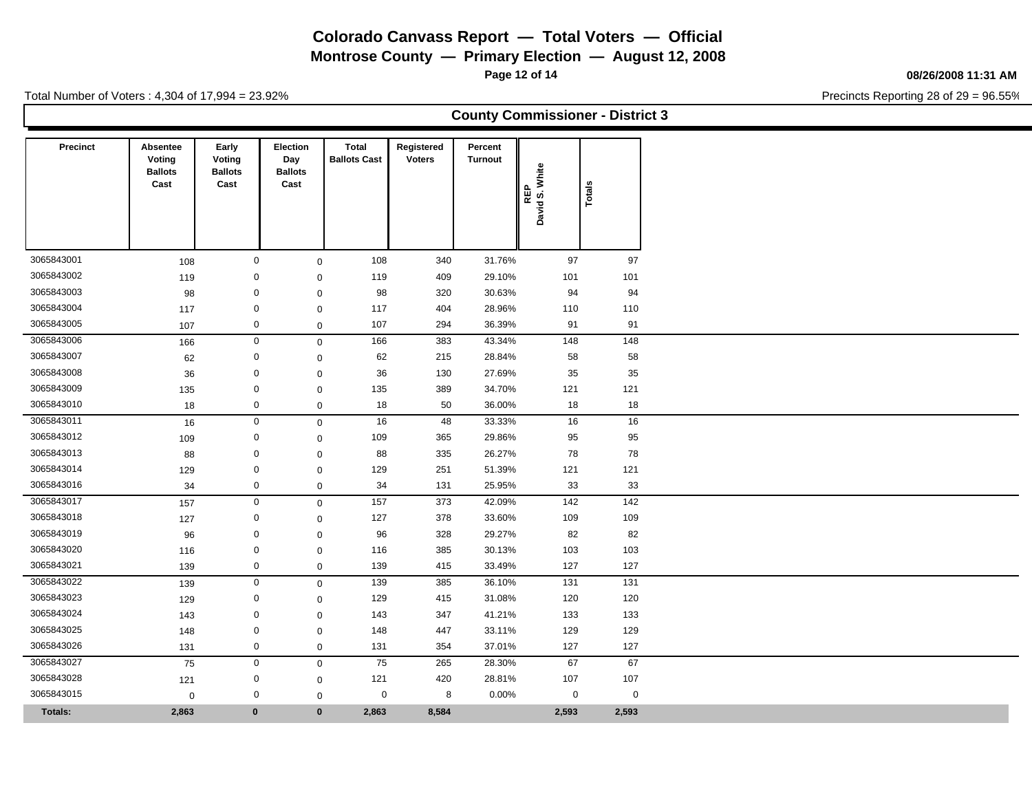# Colorado Canvass Report — Total Voters — Official

## Montrose County — Primary Election — August 12, 2008

08/26/2008 11:31 AM

Total Number of Voters : 4,304 of 17,994 = 23.92%

Precincts Reporting 28 of 29 = 96.55%

### County Commissioner - District 3

| Precinct | Absentee Voting Ballots Cast | Early Voting Ballots Cast | Election Day Ballots Cast | Total Ballots Cast | Registered Voters | Percent Turnout | REP David S. White | Totals |
|---|---|---|---|---|---|---|---|---|
| 3065843001 | 108 | 0 | 0 | 108 | 340 | 31.76% | 97 | 97 |
| 3065843002 | 119 | 0 | 0 | 119 | 409 | 29.10% | 101 | 101 |
| 3065843003 | 98 | 0 | 0 | 98 | 320 | 30.63% | 94 | 94 |
| 3065843004 | 117 | 0 | 0 | 117 | 404 | 28.96% | 110 | 110 |
| 3065843005 | 107 | 0 | 0 | 107 | 294 | 36.39% | 91 | 91 |
| 3065843006 | 166 | 0 | 0 | 166 | 383 | 43.34% | 148 | 148 |
| 3065843007 | 62 | 0 | 0 | 62 | 215 | 28.84% | 58 | 58 |
| 3065843008 | 36 | 0 | 0 | 36 | 130 | 27.69% | 35 | 35 |
| 3065843009 | 135 | 0 | 0 | 135 | 389 | 34.70% | 121 | 121 |
| 3065843010 | 18 | 0 | 0 | 18 | 50 | 36.00% | 18 | 18 |
| 3065843011 | 16 | 0 | 0 | 16 | 48 | 33.33% | 16 | 16 |
| 3065843012 | 109 | 0 | 0 | 109 | 365 | 29.86% | 95 | 95 |
| 3065843013 | 88 | 0 | 0 | 88 | 335 | 26.27% | 78 | 78 |
| 3065843014 | 129 | 0 | 0 | 129 | 251 | 51.39% | 121 | 121 |
| 3065843016 | 34 | 0 | 0 | 34 | 131 | 25.95% | 33 | 33 |
| 3065843017 | 157 | 0 | 0 | 157 | 373 | 42.09% | 142 | 142 |
| 3065843018 | 127 | 0 | 0 | 127 | 378 | 33.60% | 109 | 109 |
| 3065843019 | 96 | 0 | 0 | 96 | 328 | 29.27% | 82 | 82 |
| 3065843020 | 116 | 0 | 0 | 116 | 385 | 30.13% | 103 | 103 |
| 3065843021 | 139 | 0 | 0 | 139 | 415 | 33.49% | 127 | 127 |
| 3065843022 | 139 | 0 | 0 | 139 | 385 | 36.10% | 131 | 131 |
| 3065843023 | 129 | 0 | 0 | 129 | 415 | 31.08% | 120 | 120 |
| 3065843024 | 143 | 0 | 0 | 143 | 347 | 41.21% | 133 | 133 |
| 3065843025 | 148 | 0 | 0 | 148 | 447 | 33.11% | 129 | 129 |
| 3065843026 | 131 | 0 | 0 | 131 | 354 | 37.01% | 127 | 127 |
| 3065843027 | 75 | 0 | 0 | 75 | 265 | 28.30% | 67 | 67 |
| 3065843028 | 121 | 0 | 0 | 121 | 420 | 28.81% | 107 | 107 |
| 3065843015 | 0 | 0 | 0 | 0 | 8 | 0.00% | 0 | 0 |
| **Totals:** | **2,863** | **0** | **0** | **2,863** | **8,584** | | **2,593** | **2,593** |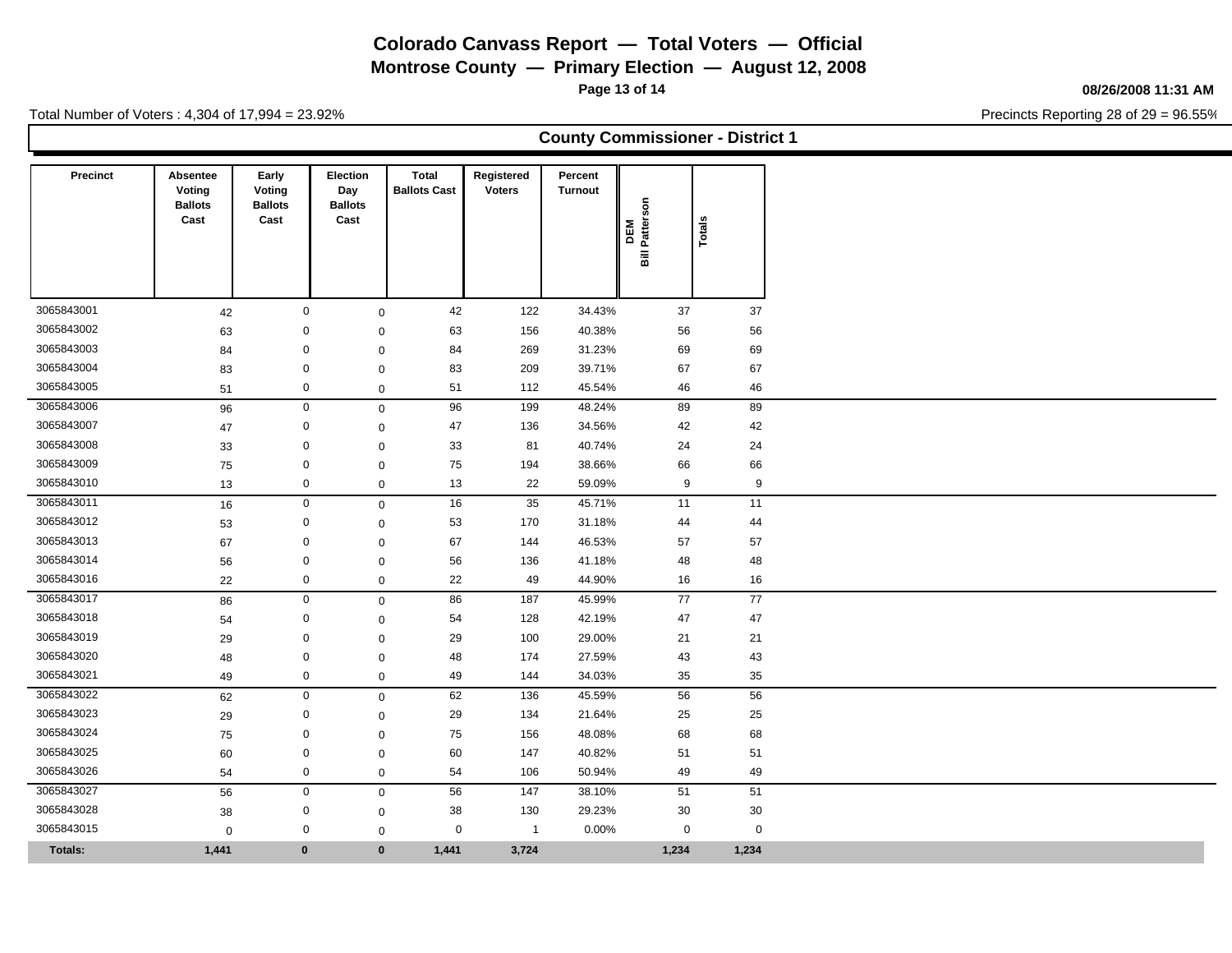# Colorado Canvass Report — Total Voters — Official

## Montrose County — Primary Election — August 12, 2008

08/26/2008 11:31 AM

Total Number of Voters : 4,304 of 17,994 = 23.92%

Precincts Reporting 28 of 29 = 96.55%

### County Commissioner - District 1

| Precinct | Absentee Voting Ballots Cast | Early Voting Ballots Cast | Election Day Ballots Cast | Total Ballots Cast | Registered Voters | Percent Turnout | DEM Bill Patterson | Totals |
|---|---|---|---|---|---|---|---|---|
| 3065843001 | 42 | 0 | 0 | 42 | 122 | 34.43% | 37 | 37 |
| 3065843002 | 63 | 0 | 0 | 63 | 156 | 40.38% | 56 | 56 |
| 3065843003 | 84 | 0 | 0 | 84 | 269 | 31.23% | 69 | 69 |
| 3065843004 | 83 | 0 | 0 | 83 | 209 | 39.71% | 67 | 67 |
| 3065843005 | 51 | 0 | 0 | 51 | 112 | 45.54% | 46 | 46 |
| 3065843006 | 96 | 0 | 0 | 96 | 199 | 48.24% | 89 | 89 |
| 3065843007 | 47 | 0 | 0 | 47 | 136 | 34.56% | 42 | 42 |
| 3065843008 | 33 | 0 | 0 | 33 | 81 | 40.74% | 24 | 24 |
| 3065843009 | 75 | 0 | 0 | 75 | 194 | 38.66% | 66 | 66 |
| 3065843010 | 13 | 0 | 0 | 13 | 22 | 59.09% | 9 | 9 |
| 3065843011 | 16 | 0 | 0 | 16 | 35 | 45.71% | 11 | 11 |
| 3065843012 | 53 | 0 | 0 | 53 | 170 | 31.18% | 44 | 44 |
| 3065843013 | 67 | 0 | 0 | 67 | 144 | 46.53% | 57 | 57 |
| 3065843014 | 56 | 0 | 0 | 56 | 136 | 41.18% | 48 | 48 |
| 3065843016 | 22 | 0 | 0 | 22 | 49 | 44.90% | 16 | 16 |
| 3065843017 | 86 | 0 | 0 | 86 | 187 | 45.99% | 77 | 77 |
| 3065843018 | 54 | 0 | 0 | 54 | 128 | 42.19% | 47 | 47 |
| 3065843019 | 29 | 0 | 0 | 29 | 100 | 29.00% | 21 | 21 |
| 3065843020 | 48 | 0 | 0 | 48 | 174 | 27.59% | 43 | 43 |
| 3065843021 | 49 | 0 | 0 | 49 | 144 | 34.03% | 35 | 35 |
| 3065843022 | 62 | 0 | 0 | 62 | 136 | 45.59% | 56 | 56 |
| 3065843023 | 29 | 0 | 0 | 29 | 134 | 21.64% | 25 | 25 |
| 3065843024 | 75 | 0 | 0 | 75 | 156 | 48.08% | 68 | 68 |
| 3065843025 | 60 | 0 | 0 | 60 | 147 | 40.82% | 51 | 51 |
| 3065843026 | 54 | 0 | 0 | 54 | 106 | 50.94% | 49 | 49 |
| 3065843027 | 56 | 0 | 0 | 56 | 147 | 38.10% | 51 | 51 |
| 3065843028 | 38 | 0 | 0 | 38 | 130 | 29.23% | 30 | 30 |
| 3065843015 | 0 | 0 | 0 | 0 | 1 | 0.00% | 0 | 0 |
| **Totals:** | **1,441** | **0** | **0** | **1,441** | **3,724** | | **1,234** | **1,234** |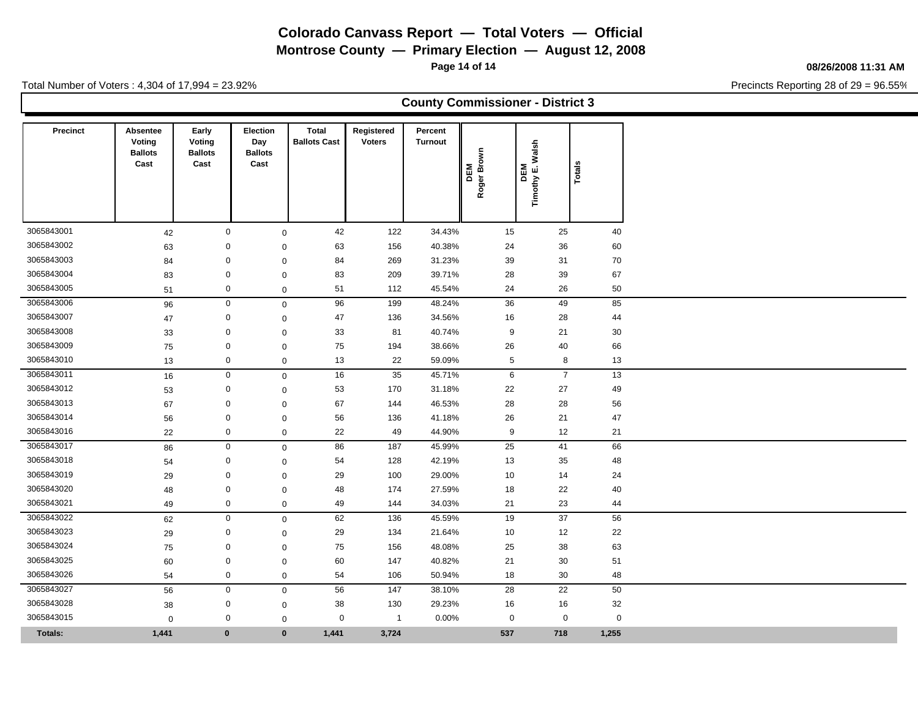# Colorado Canvass Report — Total Voters — Official

## Montrose County — Primary Election — August 12, 2008

08/26/2008 11:31 AM

Total Number of Voters : 4,304 of 17,994 = 23.92%

Precincts Reporting 28 of 29 = 96.55%

### County Commissioner - District 3

| Precinct | Absentee Voting Ballots Cast | Early Voting Ballots Cast | Election Day Ballots Cast | Total Ballots Cast | Registered Voters | Percent Turnout | DEM Roger Brown | DEM Timothy E. Walsh | Totals |
|---|---|---|---|---|---|---|---|---|---|
| 3065843001 | 42 | 0 | 0 | 42 | 122 | 34.43% | 15 | 25 | 40 |
| 3065843002 | 63 | 0 | 0 | 63 | 156 | 40.38% | 24 | 36 | 60 |
| 3065843003 | 84 | 0 | 0 | 84 | 269 | 31.23% | 39 | 31 | 70 |
| 3065843004 | 83 | 0 | 0 | 83 | 209 | 39.71% | 28 | 39 | 67 |
| 3065843005 | 51 | 0 | 0 | 51 | 112 | 45.54% | 24 | 26 | 50 |
| 3065843006 | 96 | 0 | 0 | 96 | 199 | 48.24% | 36 | 49 | 85 |
| 3065843007 | 47 | 0 | 0 | 47 | 136 | 34.56% | 16 | 28 | 44 |
| 3065843008 | 33 | 0 | 0 | 33 | 81 | 40.74% | 9 | 21 | 30 |
| 3065843009 | 75 | 0 | 0 | 75 | 194 | 38.66% | 26 | 40 | 66 |
| 3065843010 | 13 | 0 | 0 | 13 | 22 | 59.09% | 5 | 8 | 13 |
| 3065843011 | 16 | 0 | 0 | 16 | 35 | 45.71% | 6 | 7 | 13 |
| 3065843012 | 53 | 0 | 0 | 53 | 170 | 31.18% | 22 | 27 | 49 |
| 3065843013 | 67 | 0 | 0 | 67 | 144 | 46.53% | 28 | 28 | 56 |
| 3065843014 | 56 | 0 | 0 | 56 | 136 | 41.18% | 26 | 21 | 47 |
| 3065843016 | 22 | 0 | 0 | 22 | 49 | 44.90% | 9 | 12 | 21 |
| 3065843017 | 86 | 0 | 0 | 86 | 187 | 45.99% | 25 | 41 | 66 |
| 3065843018 | 54 | 0 | 0 | 54 | 128 | 42.19% | 13 | 35 | 48 |
| 3065843019 | 29 | 0 | 0 | 29 | 100 | 29.00% | 10 | 14 | 24 |
| 3065843020 | 48 | 0 | 0 | 48 | 174 | 27.59% | 18 | 22 | 40 |
| 3065843021 | 49 | 0 | 0 | 49 | 144 | 34.03% | 21 | 23 | 44 |
| 3065843022 | 62 | 0 | 0 | 62 | 136 | 45.59% | 19 | 37 | 56 |
| 3065843023 | 29 | 0 | 0 | 29 | 134 | 21.64% | 10 | 12 | 22 |
| 3065843024 | 75 | 0 | 0 | 75 | 156 | 48.08% | 25 | 38 | 63 |
| 3065843025 | 60 | 0 | 0 | 60 | 147 | 40.82% | 21 | 30 | 51 |
| 3065843026 | 54 | 0 | 0 | 54 | 106 | 50.94% | 18 | 30 | 48 |
| 3065843027 | 56 | 0 | 0 | 56 | 147 | 38.10% | 28 | 22 | 50 |
| 3065843028 | 38 | 0 | 0 | 38 | 130 | 29.23% | 16 | 16 | 32 |
| 3065843015 | 0 | 0 | 0 | 0 | 1 | 0.00% | 0 | 0 | 0 |
| **Totals:** | **1,441** | **0** | **0** | **1,441** | **3,724** | | **537** | **718** | **1,255** |